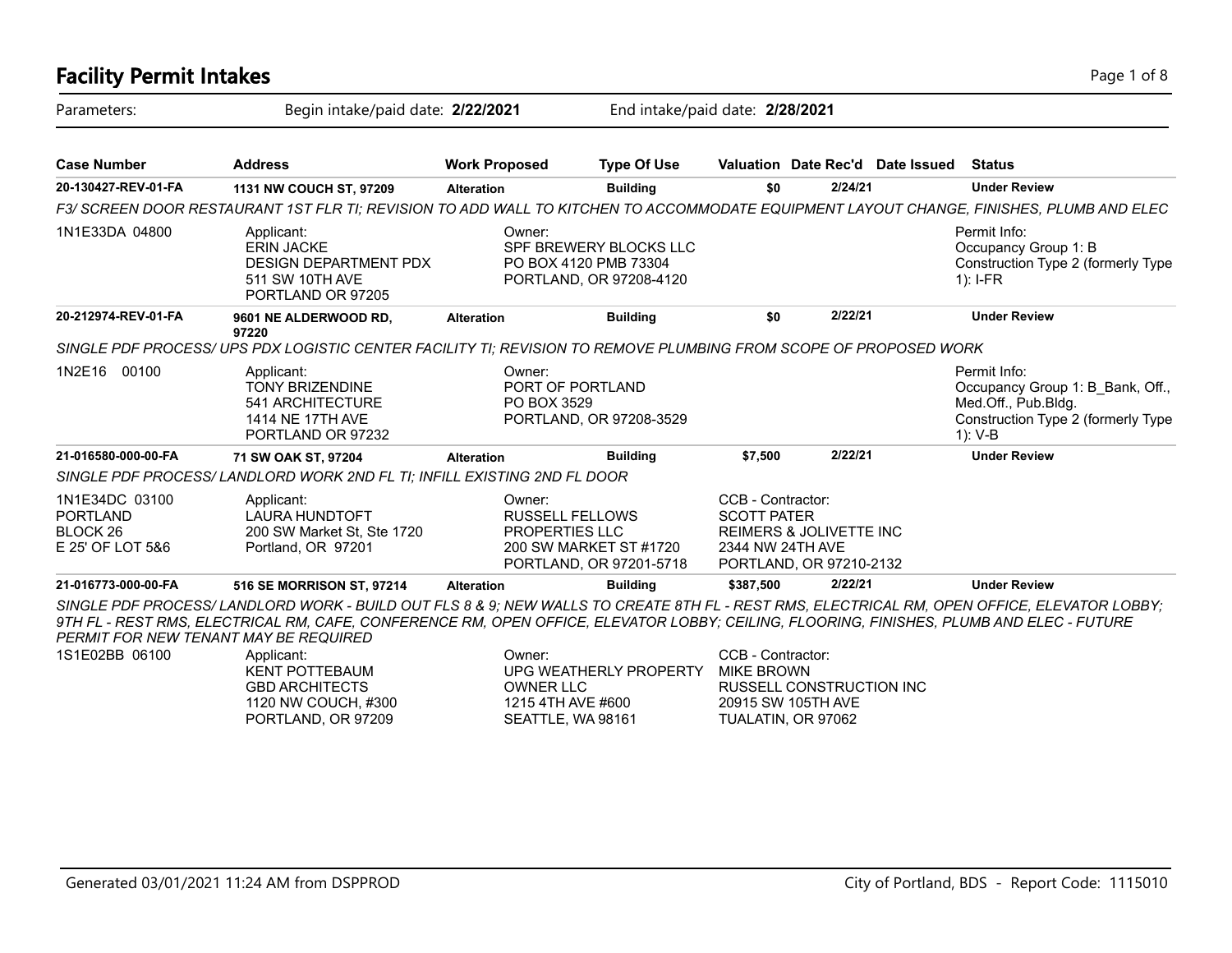# Facility Permit Intakes

Parameters: Begin intake/paid date: **2/22/2021** End intake/paid date: **2/28/2021**

| Case Number | Address | Work Proposed | Type Of Use | Valuation | Date Rec'd | Date Issued | Status |
|---|---|---|---|---|---|---|---|
| **20-130427-REV-01-FA** | **1131 NW COUCH ST, 97209** | **Alteration** | **Building** | **$0** | **2/24/21** | | **Under Review** |

*F3/ SCREEN DOOR RESTAURANT 1ST FLR TI; REVISION TO ADD WALL TO KITCHEN TO ACCOMMODATE EQUIPMENT LAYOUT CHANGE, FINISHES, PLUMB AND ELEC*

1N1E33DA 04800

Applicant:
ERIN JACKE
DESIGN DEPARTMENT PDX
511 SW 10TH AVE
PORTLAND OR 97205

Owner:
SPF BREWERY BLOCKS LLC
PO BOX 4120 PMB 73304
PORTLAND, OR 97208-4120

Permit Info:
Occupancy Group 1: B
Construction Type 2 (formerly Type 1): I-FR

| Case Number | Address | Work Proposed | Type Of Use | Valuation | Date Rec'd | Date Issued | Status |
|---|---|---|---|---|---|---|---|
| **20-212974-REV-01-FA** | **9601 NE ALDERWOOD RD, 97220** | **Alteration** | **Building** | **$0** | **2/22/21** | | **Under Review** |

*SINGLE PDF PROCESS/ UPS PDX LOGISTIC CENTER FACILITY TI; REVISION TO REMOVE PLUMBING FROM SCOPE OF PROPOSED WORK*

1N2E16 00100

Applicant:
TONY BRIZENDINE
541 ARCHITECTURE
1414 NE 17TH AVE
PORTLAND OR 97232

Owner:
PORT OF PORTLAND
PO BOX 3529
PORTLAND, OR 97208-3529

Permit Info:
Occupancy Group 1: B_Bank, Off., Med.Off., Pub.Bldg.
Construction Type 2 (formerly Type 1): V-B

| Case Number | Address | Work Proposed | Type Of Use | Valuation | Date Rec'd | Date Issued | Status |
|---|---|---|---|---|---|---|---|
| **21-016580-000-00-FA** | **71 SW OAK ST, 97204** | **Alteration** | **Building** | **$7,500** | **2/22/21** | | **Under Review** |

*SINGLE PDF PROCESS/ LANDLORD WORK 2ND FL TI; INFILL EXISTING 2ND FL DOOR*

1N1E34DC 03100
PORTLAND
BLOCK 26
E 25' OF LOT 5&6

Applicant:
LAURA HUNDTOFT
200 SW Market St, Ste 1720
Portland, OR 97201

Owner:
RUSSELL FELLOWS
PROPERTIES LLC
200 SW MARKET ST #1720
PORTLAND, OR 97201-5718

CCB - Contractor:
SCOTT PATER
REIMERS & JOLIVETTE INC
2344 NW 24TH AVE
PORTLAND, OR 97210-2132

| Case Number | Address | Work Proposed | Type Of Use | Valuation | Date Rec'd | Date Issued | Status |
|---|---|---|---|---|---|---|---|
| **21-016773-000-00-FA** | **516 SE MORRISON ST, 97214** | **Alteration** | **Building** | **$387,500** | **2/22/21** | | **Under Review** |

*SINGLE PDF PROCESS/ LANDLORD WORK - BUILD OUT FLS 8 & 9; NEW WALLS TO CREATE 8TH FL - REST RMS, ELECTRICAL RM, OPEN OFFICE, ELEVATOR LOBBY; 9TH FL - REST RMS, ELECTRICAL RM, CAFE, CONFERENCE RM, OPEN OFFICE, ELEVATOR LOBBY; CEILING, FLOORING, FINISHES, PLUMB AND ELEC - FUTURE PERMIT FOR NEW TENANT MAY BE REQUIRED*

1S1E02BB 06100

Applicant:
KENT POTTEBAUM
GBD ARCHITECTS
1120 NW COUCH, #300
PORTLAND, OR 97209

Owner:
UPG WEATHERLY PROPERTY
OWNER LLC
1215 4TH AVE #600
SEATTLE, WA 98161

CCB - Contractor:
MIKE BROWN
RUSSELL CONSTRUCTION INC
20915 SW 105TH AVE
TUALATIN, OR 97062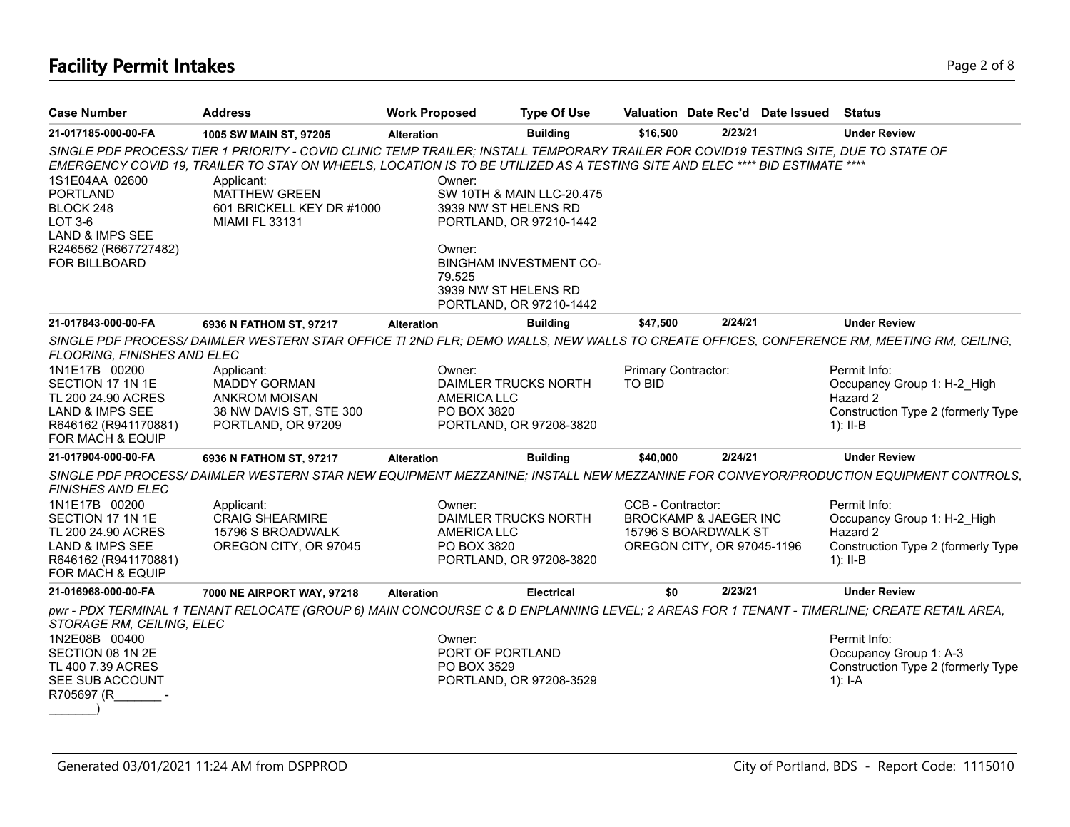# Facility Permit Intakes

| Case Number | Address | Work Proposed | Type Of Use | Valuation | Date Rec'd | Date Issued | Status |
|---|---|---|---|---|---|---|---|
| 21-017185-000-00-FA | 1005 SW MAIN ST, 97205 | Alteration | Building | $16,500 | 2/23/21 | | Under Review |

*SINGLE PDF PROCESS/ TIER 1 PRIORITY - COVID CLINIC TEMP TRAILER; INSTALL TEMPORARY TRAILER FOR COVID19 TESTING SITE, DUE TO STATE OF EMERGENCY COVID 19, TRAILER TO STAY ON WHEELS, LOCATION IS TO BE UTILIZED AS A TESTING SITE AND ELEC **** BID ESTIMATE ****

1S1E04AA 02600
PORTLAND
BLOCK 248
LOT 3-6
LAND & IMPS SEE
R246562 (R667727482)
FOR BILLBOARD

Applicant:
MATTHEW GREEN
601 BRICKELL KEY DR #1000
MIAMI FL 33131

Owner:
SW 10TH & MAIN LLC-20.475
3939 NW ST HELENS RD
PORTLAND, OR 97210-1442

Owner:
BINGHAM INVESTMENT CO-79.525
3939 NW ST HELENS RD
PORTLAND, OR 97210-1442

| Case Number | Address | Work Proposed | Type Of Use | Valuation | Date Rec'd | Date Issued | Status |
|---|---|---|---|---|---|---|---|
| 21-017843-000-00-FA | 6936 N FATHOM ST, 97217 | Alteration | Building | $47,500 | 2/24/21 | | Under Review |

*SINGLE PDF PROCESS/ DAIMLER WESTERN STAR OFFICE TI 2ND FLR; DEMO WALLS, NEW WALLS TO CREATE OFFICES, CONFERENCE RM, MEETING RM, CEILING, FLOORING, FINISHES AND ELEC*

1N1E17B 00200
SECTION 17 1N 1E
TL 200 24.90 ACRES
LAND & IMPS SEE
R646162 (R941170881)
FOR MACH & EQUIP

Applicant:
MADDY GORMAN
ANKROM MOISAN
38 NW DAVIS ST, STE 300
PORTLAND, OR 97209

Owner:
DAIMLER TRUCKS NORTH AMERICA LLC
PO BOX 3820
PORTLAND, OR 97208-3820

Primary Contractor:
TO BID

Permit Info:
Occupancy Group 1: H-2_High Hazard 2
Construction Type 2 (formerly Type 1): II-B

| Case Number | Address | Work Proposed | Type Of Use | Valuation | Date Rec'd | Date Issued | Status |
|---|---|---|---|---|---|---|---|
| 21-017904-000-00-FA | 6936 N FATHOM ST, 97217 | Alteration | Building | $40,000 | 2/24/21 | | Under Review |

*SINGLE PDF PROCESS/ DAIMLER WESTERN STAR NEW EQUIPMENT MEZZANINE; INSTALL NEW MEZZANINE FOR CONVEYOR/PRODUCTION EQUIPMENT CONTROLS, FINISHES AND ELEC*

1N1E17B 00200
SECTION 17 1N 1E
TL 200 24.90 ACRES
LAND & IMPS SEE
R646162 (R941170881)
FOR MACH & EQUIP

Applicant:
CRAIG SHEARMIRE
15796 S BROADWALK
OREGON CITY, OR 97045

Owner:
DAIMLER TRUCKS NORTH AMERICA LLC
PO BOX 3820
PORTLAND, OR 97208-3820

CCB - Contractor:
BROCKAMP & JAEGER INC
15796 S BOARDWALK ST
OREGON CITY, OR 97045-1196

Permit Info:
Occupancy Group 1: H-2_High Hazard 2
Construction Type 2 (formerly Type 1): II-B

| Case Number | Address | Work Proposed | Type Of Use | Valuation | Date Rec'd | Date Issued | Status |
|---|---|---|---|---|---|---|---|
| 21-016968-000-00-FA | 7000 NE AIRPORT WAY, 97218 | Alteration | Electrical | $0 | 2/23/21 | | Under Review |

*pwr - PDX TERMINAL 1 TENANT RELOCATE (GROUP 6) MAIN CONCOURSE C & D ENPLANNING LEVEL; 2 AREAS FOR 1 TENANT - TIMERLINE; CREATE RETAIL AREA, STORAGE RM, CEILING, ELEC*

1N2E08B 00400
SECTION 08 1N 2E
TL 400 7.39 ACRES
SEE SUB ACCOUNT
R705697 (R_______ - _______)

Owner:
PORT OF PORTLAND
PO BOX 3529
PORTLAND, OR 97208-3529

Permit Info:
Occupancy Group 1: A-3
Construction Type 2 (formerly Type 1): I-A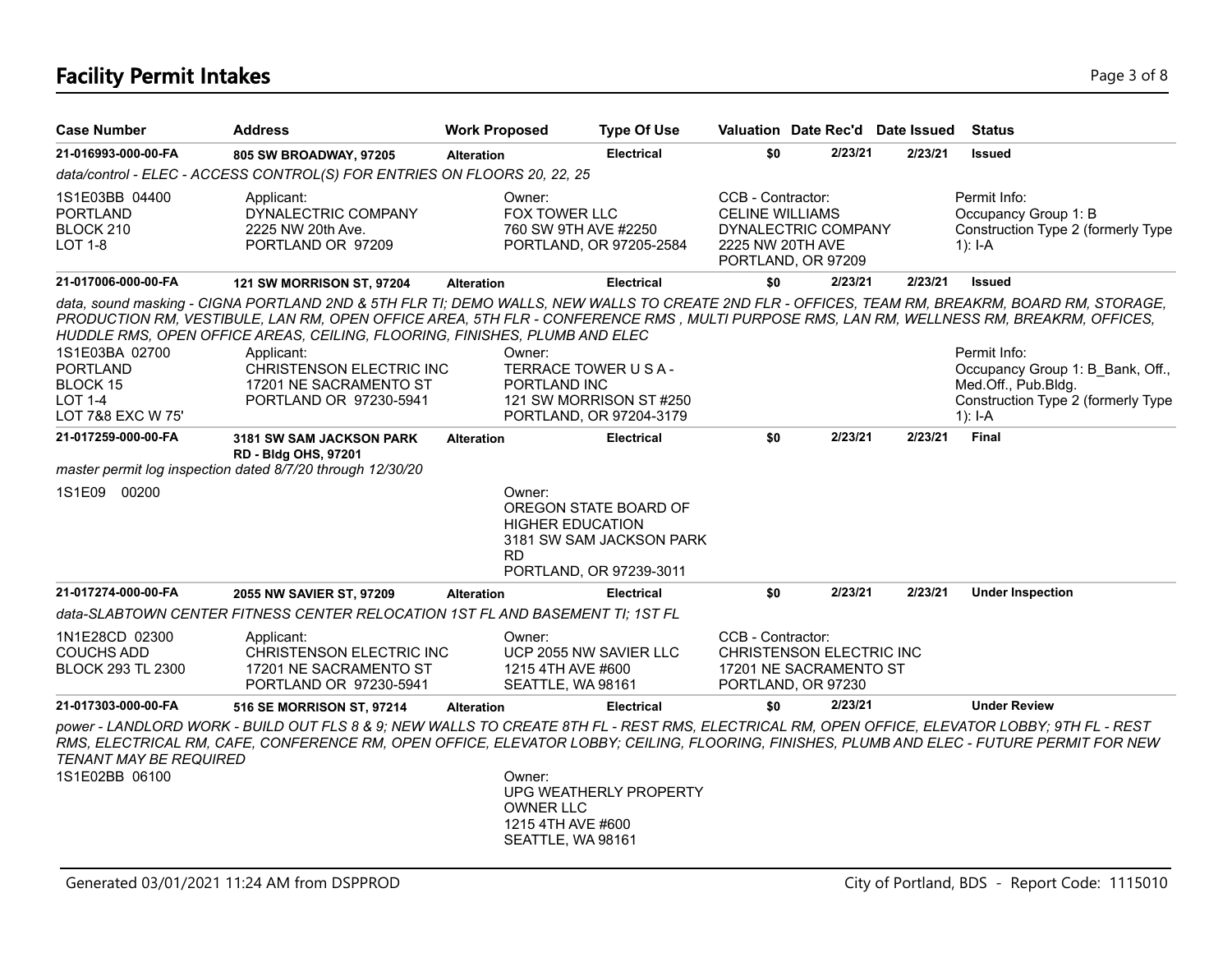# Facility Permit Intakes

| Case Number | Address | Work Proposed | Type Of Use | Valuation | Date Rec'd | Date Issued | Status |
|---|---|---|---|---|---|---|---|
| **21-016993-000-00-FA** | **805 SW BROADWAY, 97205** | **Alteration** | **Electrical** | **$0** | **2/23/21** | **2/23/21** | **Issued** |

*data/control - ELEC - ACCESS CONTROL(S) FOR ENTRIES ON FLOORS 20, 22, 25*

1S1E03BB 04400
PORTLAND
BLOCK 210
LOT 1-8

Applicant:
DYNALECTRIC COMPANY
2225 NW 20th Ave.
PORTLAND OR 97209

Owner:
FOX TOWER LLC
760 SW 9TH AVE #2250
PORTLAND, OR 97205-2584

CCB - Contractor:
CELINE WILLIAMS
DYNALECTRIC COMPANY
2225 NW 20TH AVE
PORTLAND, OR 97209

Permit Info:
Occupancy Group 1: B
Construction Type 2 (formerly Type 1): I-A

| Case Number | Address | Work Proposed | Type Of Use | Valuation | Date Rec'd | Date Issued | Status |
|---|---|---|---|---|---|---|---|
| **21-017006-000-00-FA** | **121 SW MORRISON ST, 97204** | **Alteration** | **Electrical** | **$0** | **2/23/21** | **2/23/21** | **Issued** |

*data, sound masking - CIGNA PORTLAND 2ND & 5TH FLR TI; DEMO WALLS, NEW WALLS TO CREATE 2ND FLR - OFFICES, TEAM RM, BREAKRM, BOARD RM, STORAGE, PRODUCTION RM, VESTIBULE, LAN RM, OPEN OFFICE AREA, 5TH FLR - CONFERENCE RMS , MULTI PURPOSE RMS, LAN RM, WELLNESS RM, BREAKRM, OFFICES, HUDDLE RMS, OPEN OFFICE AREAS, CEILING, FLOORING, FINISHES, PLUMB AND ELEC*

1S1E03BA 02700
PORTLAND
BLOCK 15
LOT 1-4
LOT 7&8 EXC W 75'

Applicant:
CHRISTENSON ELECTRIC INC
17201 NE SACRAMENTO ST
PORTLAND OR 97230-5941

Owner:
TERRACE TOWER U S A -
PORTLAND INC
121 SW MORRISON ST #250
PORTLAND, OR 97204-3179

Permit Info:
Occupancy Group 1: B_Bank, Off., Med.Off., Pub.Bldg.
Construction Type 2 (formerly Type 1): I-A

| Case Number | Address | Work Proposed | Type Of Use | Valuation | Date Rec'd | Date Issued | Status |
|---|---|---|---|---|---|---|---|
| **21-017259-000-00-FA** | **3181 SW SAM JACKSON PARK RD - Bldg OHS, 97201** | **Alteration** | **Electrical** | **$0** | **2/23/21** | **2/23/21** | **Final** |

*master permit log inspection dated 8/7/20 through 12/30/20*

1S1E09 00200

Owner:
OREGON STATE BOARD OF HIGHER EDUCATION
3181 SW SAM JACKSON PARK RD
PORTLAND, OR 97239-3011

| Case Number | Address | Work Proposed | Type Of Use | Valuation | Date Rec'd | Date Issued | Status |
|---|---|---|---|---|---|---|---|
| **21-017274-000-00-FA** | **2055 NW SAVIER ST, 97209** | **Alteration** | **Electrical** | **$0** | **2/23/21** | **2/23/21** | **Under Inspection** |

*data-SLABTOWN CENTER FITNESS CENTER RELOCATION 1ST FL AND BASEMENT TI; 1ST FL*

1N1E28CD 02300
COUCHS ADD
BLOCK 293 TL 2300

Applicant:
CHRISTENSON ELECTRIC INC
17201 NE SACRAMENTO ST
PORTLAND OR 97230-5941

Owner:
UCP 2055 NW SAVIER LLC
1215 4TH AVE #600
SEATTLE, WA 98161

CCB - Contractor:
CHRISTENSON ELECTRIC INC
17201 NE SACRAMENTO ST
PORTLAND, OR 97230

| Case Number | Address | Work Proposed | Type Of Use | Valuation | Date Rec'd | Date Issued | Status |
|---|---|---|---|---|---|---|---|
| **21-017303-000-00-FA** | **516 SE MORRISON ST, 97214** | **Alteration** | **Electrical** | **$0** | **2/23/21** | | **Under Review** |

*power - LANDLORD WORK - BUILD OUT FLS 8 & 9; NEW WALLS TO CREATE 8TH FL - REST RMS, ELECTRICAL RM, OPEN OFFICE, ELEVATOR LOBBY; 9TH FL - REST RMS, ELECTRICAL RM, CAFE, CONFERENCE RM, OPEN OFFICE, ELEVATOR LOBBY; CEILING, FLOORING, FINISHES, PLUMB AND ELEC - FUTURE PERMIT FOR NEW TENANT MAY BE REQUIRED*

1S1E02BB 06100

Owner:
UPG WEATHERLY PROPERTY OWNER LLC
1215 4TH AVE #600
SEATTLE, WA 98161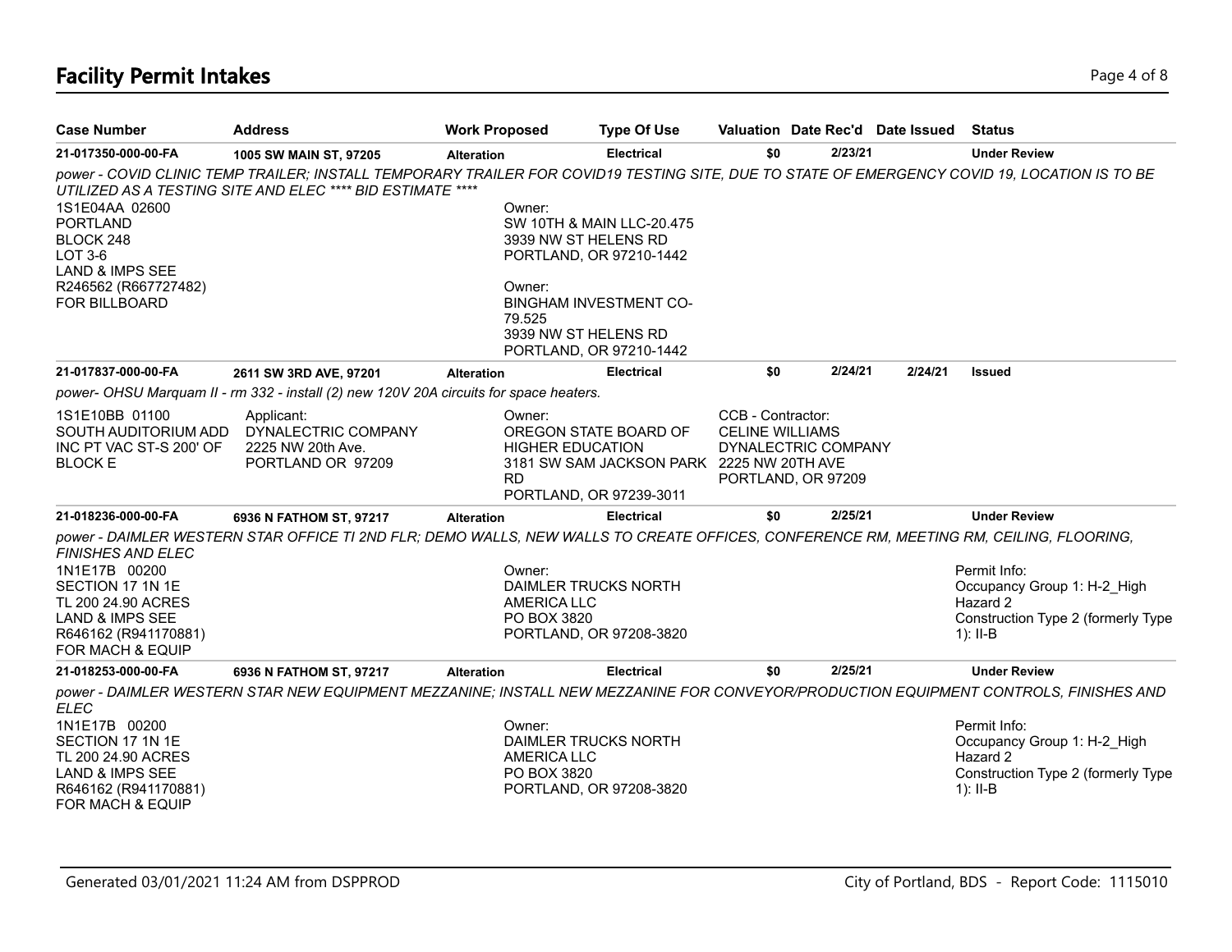# Facility Permit Intakes

| Case Number | Address | Work Proposed | Type Of Use | Valuation | Date Rec'd | Date Issued | Status |
|---|---|---|---|---|---|---|---|
| 21-017350-000-00-FA | 1005 SW MAIN ST, 97205 | Alteration | Electrical | $0 | 2/23/21 | | Under Review |

*power - COVID CLINIC TEMP TRAILER; INSTALL TEMPORARY TRAILER FOR COVID19 TESTING SITE, DUE TO STATE OF EMERGENCY COVID 19, LOCATION IS TO BE UTILIZED AS A TESTING SITE AND ELEC **** BID ESTIMATE *****

1S1E04AA 02600
PORTLAND
BLOCK 248
LOT 3-6
LAND & IMPS SEE
R246562 (R667727482)
FOR BILLBOARD

Owner:
SW 10TH & MAIN LLC-20.475
3939 NW ST HELENS RD
PORTLAND, OR 97210-1442

Owner:
BINGHAM INVESTMENT CO-79.525
3939 NW ST HELENS RD
PORTLAND, OR 97210-1442

---

| Case Number | Address | Work Proposed | Type Of Use | Valuation | Date Rec'd | Date Issued | Status |
|---|---|---|---|---|---|---|---|
| 21-017837-000-00-FA | 2611 SW 3RD AVE, 97201 | Alteration | Electrical | $0 | 2/24/21 | 2/24/21 | Issued |

*power- OHSU Marquam II - rm 332 - install (2) new 120V 20A circuits for space heaters.*

1S1E10BB 01100
SOUTH AUDITORIUM ADD
INC PT VAC ST-S 200' OF
BLOCK E

Applicant:
DYNALECTRIC COMPANY
2225 NW 20th Ave.
PORTLAND OR 97209

Owner:
OREGON STATE BOARD OF HIGHER EDUCATION
3181 SW SAM JACKSON PARK RD
PORTLAND, OR 97239-3011

CCB - Contractor:
CELINE WILLIAMS
DYNALECTRIC COMPANY
2225 NW 20TH AVE
PORTLAND, OR 97209

---

| Case Number | Address | Work Proposed | Type Of Use | Valuation | Date Rec'd | Date Issued | Status |
|---|---|---|---|---|---|---|---|
| 21-018236-000-00-FA | 6936 N FATHOM ST, 97217 | Alteration | Electrical | $0 | 2/25/21 | | Under Review |

*power - DAIMLER WESTERN STAR OFFICE TI 2ND FLR; DEMO WALLS, NEW WALLS TO CREATE OFFICES, CONFERENCE RM, MEETING RM, CEILING, FLOORING, FINISHES AND ELEC*

1N1E17B 00200
SECTION 17 1N 1E
TL 200 24.90 ACRES
LAND & IMPS SEE
R646162 (R941170881)
FOR MACH & EQUIP

Owner:
DAIMLER TRUCKS NORTH AMERICA LLC
PO BOX 3820
PORTLAND, OR 97208-3820

Permit Info:
Occupancy Group 1: H-2_High Hazard 2
Construction Type 2 (formerly Type 1): II-B

---

| Case Number | Address | Work Proposed | Type Of Use | Valuation | Date Rec'd | Date Issued | Status |
|---|---|---|---|---|---|---|---|
| 21-018253-000-00-FA | 6936 N FATHOM ST, 97217 | Alteration | Electrical | $0 | 2/25/21 | | Under Review |

*power - DAIMLER WESTERN STAR NEW EQUIPMENT MEZZANINE; INSTALL NEW MEZZANINE FOR CONVEYOR/PRODUCTION EQUIPMENT CONTROLS, FINISHES AND ELEC*

1N1E17B 00200
SECTION 17 1N 1E
TL 200 24.90 ACRES
LAND & IMPS SEE
R646162 (R941170881)
FOR MACH & EQUIP

Owner:
DAIMLER TRUCKS NORTH AMERICA LLC
PO BOX 3820
PORTLAND, OR 97208-3820

Permit Info:
Occupancy Group 1: H-2_High Hazard 2
Construction Type 2 (formerly Type 1): II-B

Generated 03/01/2021 11:24 AM from DSPPROD — City of Portland, BDS - Report Code: 1115010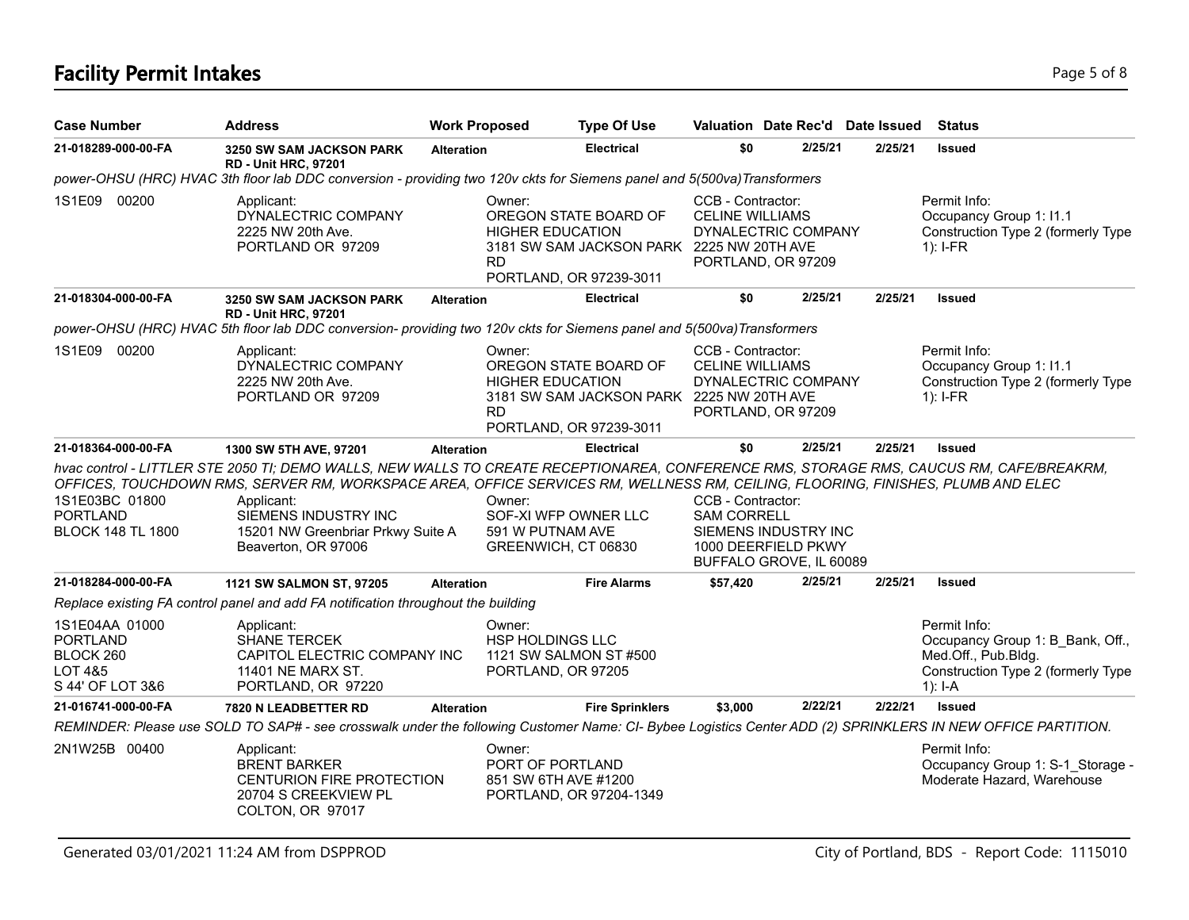# Facility Permit Intakes

| Case Number | Address | Work Proposed | Type Of Use | Valuation | Date Rec'd | Date Issued | Status |
|---|---|---|---|---|---|---|---|
| 21-018289-000-00-FA | 3250 SW SAM JACKSON PARK RD - Unit HRC, 97201 | Alteration | Electrical | $0 | 2/25/21 | 2/25/21 | Issued |

*power-OHSU (HRC) HVAC 3th floor lab DDC conversion - providing two 120v ckts for Siemens panel and 5(500va)Transformers*

- 1S1E09 00200
- Applicant: DYNALECTRIC COMPANY, 2225 NW 20th Ave., PORTLAND OR 97209
- Owner: OREGON STATE BOARD OF HIGHER EDUCATION, 3181 SW SAM JACKSON PARK RD, PORTLAND, OR 97239-3011
- CCB - Contractor: CELINE WILLIAMS, DYNALECTRIC COMPANY, 2225 NW 20TH AVE, PORTLAND, OR 97209
- Permit Info: Occupancy Group 1: I1.1; Construction Type 2 (formerly Type 1): I-FR

| Case Number | Address | Work Proposed | Type Of Use | Valuation | Date Rec'd | Date Issued | Status |
|---|---|---|---|---|---|---|---|
| 21-018304-000-00-FA | 3250 SW SAM JACKSON PARK RD - Unit HRC, 97201 | Alteration | Electrical | $0 | 2/25/21 | 2/25/21 | Issued |

*power-OHSU (HRC) HVAC 5th floor lab DDC conversion- providing two 120v ckts for Siemens panel and 5(500va)Transformers*

- 1S1E09 00200
- Applicant: DYNALECTRIC COMPANY, 2225 NW 20th Ave., PORTLAND OR 97209
- Owner: OREGON STATE BOARD OF HIGHER EDUCATION, 3181 SW SAM JACKSON PARK RD, PORTLAND, OR 97239-3011
- CCB - Contractor: CELINE WILLIAMS, DYNALECTRIC COMPANY, 2225 NW 20TH AVE, PORTLAND, OR 97209
- Permit Info: Occupancy Group 1: I1.1; Construction Type 2 (formerly Type 1): I-FR

| Case Number | Address | Work Proposed | Type Of Use | Valuation | Date Rec'd | Date Issued | Status |
|---|---|---|---|---|---|---|---|
| 21-018364-000-00-FA | 1300 SW 5TH AVE, 97201 | Alteration | Electrical | $0 | 2/25/21 | 2/25/21 | Issued |

*hvac control - LITTLER STE 2050 TI; DEMO WALLS, NEW WALLS TO CREATE RECEPTIONAREA, CONFERENCE RMS, STORAGE RMS, CAUCUS RM, CAFE/BREAKRM, OFFICES, TOUCHDOWN RMS, SERVER RM, WORKSPACE AREA, OFFICE SERVICES RM, WELLNESS RM, CEILING, FLOORING, FINISHES, PLUMB AND ELEC*

- 1S1E03BC 01800, PORTLAND, BLOCK 148 TL 1800
- Applicant: SIEMENS INDUSTRY INC, 15201 NW Greenbriar Prkwy Suite A, Beaverton, OR 97006
- Owner: SOF-XI WFP OWNER LLC, 591 W PUTNAM AVE, GREENWICH, CT 06830
- CCB - Contractor: SAM CORRELL, SIEMENS INDUSTRY INC, 1000 DEERFIELD PKWY, BUFFALO GROVE, IL 60089

| Case Number | Address | Work Proposed | Type Of Use | Valuation | Date Rec'd | Date Issued | Status |
|---|---|---|---|---|---|---|---|
| 21-018284-000-00-FA | 1121 SW SALMON ST, 97205 | Alteration | Fire Alarms | $57,420 | 2/25/21 | 2/25/21 | Issued |

*Replace existing FA control panel and add FA notification throughout the building*

- 1S1E04AA 01000, PORTLAND, BLOCK 260, LOT 4&5, S 44' OF LOT 3&6
- Applicant: SHANE TERCEK, CAPITOL ELECTRIC COMPANY INC, 11401 NE MARX ST., PORTLAND, OR 97220
- Owner: HSP HOLDINGS LLC, 1121 SW SALMON ST #500, PORTLAND, OR 97205
- Permit Info: Occupancy Group 1: B_Bank, Off., Med.Off., Pub.Bldg.; Construction Type 2 (formerly Type 1): I-A

| Case Number | Address | Work Proposed | Type Of Use | Valuation | Date Rec'd | Date Issued | Status |
|---|---|---|---|---|---|---|---|
| 21-016741-000-00-FA | 7820 N LEADBETTER RD | Alteration | Fire Sprinklers | $3,000 | 2/22/21 | 2/22/21 | Issued |

*REMINDER: Please use SOLD TO SAP# - see crosswalk under the following Customer Name: CI- Bybee Logistics Center ADD (2) SPRINKLERS IN NEW OFFICE PARTITION.*

- 2N1W25B 00400
- Applicant: BRENT BARKER, CENTURION FIRE PROTECTION, 20704 S CREEKVIEW PL, COLTON, OR 97017
- Owner: PORT OF PORTLAND, 851 SW 6TH AVE #1200, PORTLAND, OR 97204-1349
- Permit Info: Occupancy Group 1: S-1_Storage - Moderate Hazard, Warehouse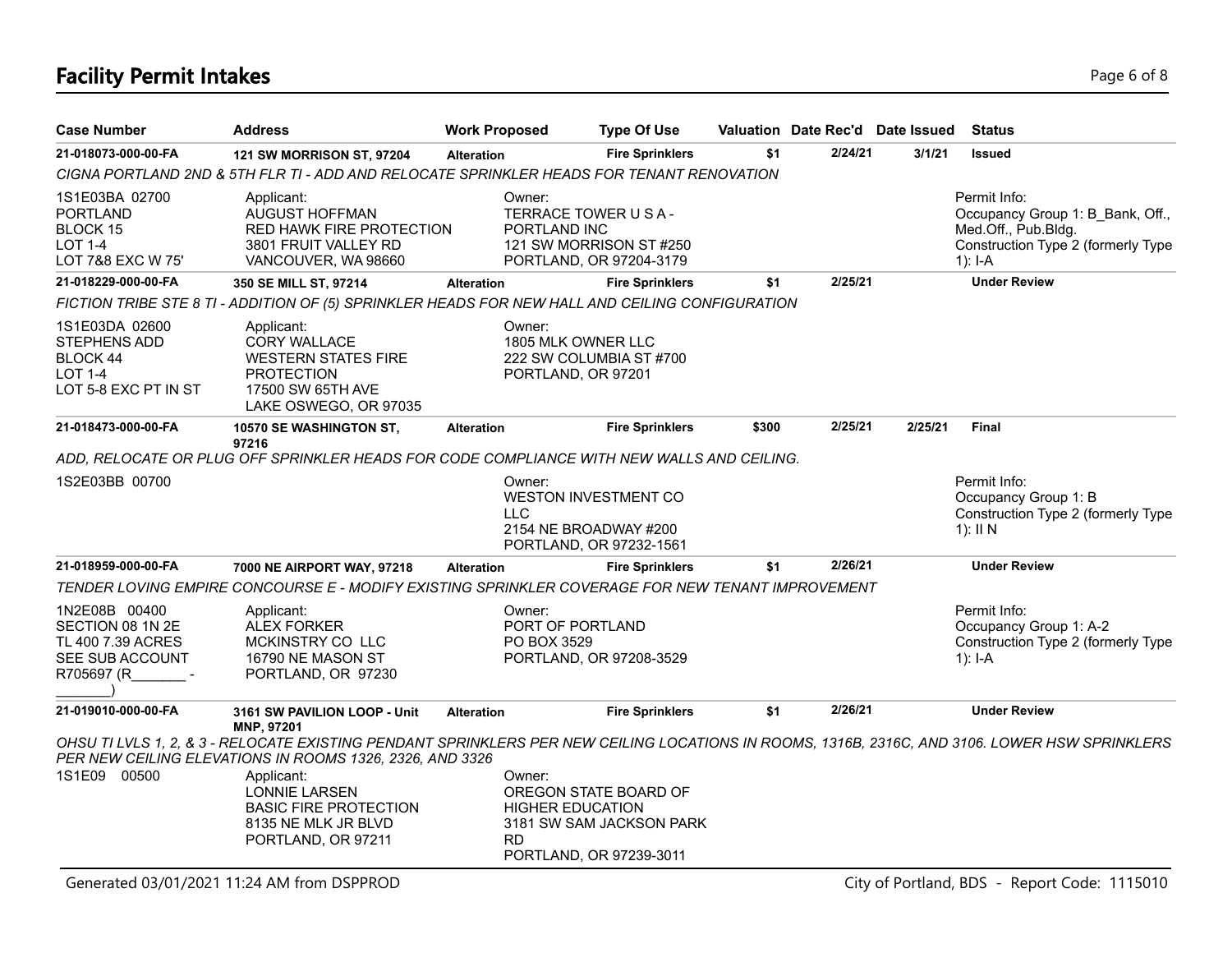## Facility Permit Intakes

| Case Number | Address | Work Proposed | Type Of Use | Valuation | Date Rec'd | Date Issued | Status |
|---|---|---|---|---|---|---|---|
| **21-018073-000-00-FA** | **121 SW MORRISON ST, 97204** | **Alteration** | **Fire Sprinklers** | **$1** | **2/24/21** | **3/1/21** | **Issued** |

*CIGNA PORTLAND 2ND & 5TH FLR TI - ADD AND RELOCATE SPRINKLER HEADS FOR TENANT RENOVATION*

1S1E03BA 02700
PORTLAND
BLOCK 15
LOT 1-4
LOT 7&8 EXC W 75'

Applicant:
AUGUST HOFFMAN
RED HAWK FIRE PROTECTION
3801 FRUIT VALLEY RD
VANCOUVER, WA 98660

Owner:
TERRACE TOWER U S A -
PORTLAND INC
121 SW MORRISON ST #250
PORTLAND, OR 97204-3179

Permit Info:
Occupancy Group 1: B_Bank, Off., Med.Off., Pub.Bldg.
Construction Type 2 (formerly Type 1): I-A

| Case Number | Address | Work Proposed | Type Of Use | Valuation | Date Rec'd | Date Issued | Status |
|---|---|---|---|---|---|---|---|
| **21-018229-000-00-FA** | **350 SE MILL ST, 97214** | **Alteration** | **Fire Sprinklers** | **$1** | **2/25/21** | | **Under Review** |

*FICTION TRIBE STE 8 TI - ADDITION OF (5) SPRINKLER HEADS FOR NEW HALL AND CEILING CONFIGURATION*

1S1E03DA 02600
STEPHENS ADD
BLOCK 44
LOT 1-4
LOT 5-8 EXC PT IN ST

Applicant:
CORY WALLACE
WESTERN STATES FIRE PROTECTION
17500 SW 65TH AVE
LAKE OSWEGO, OR 97035

Owner:
1805 MLK OWNER LLC
222 SW COLUMBIA ST #700
PORTLAND, OR 97201

| Case Number | Address | Work Proposed | Type Of Use | Valuation | Date Rec'd | Date Issued | Status |
|---|---|---|---|---|---|---|---|
| **21-018473-000-00-FA** | **10570 SE WASHINGTON ST, 97216** | **Alteration** | **Fire Sprinklers** | **$300** | **2/25/21** | **2/25/21** | **Final** |

*ADD, RELOCATE OR PLUG OFF SPRINKLER HEADS FOR CODE COMPLIANCE WITH NEW WALLS AND CEILING.*

1S2E03BB 00700

Owner:
WESTON INVESTMENT CO LLC
2154 NE BROADWAY #200
PORTLAND, OR 97232-1561

Permit Info:
Occupancy Group 1: B
Construction Type 2 (formerly Type 1): II N

| Case Number | Address | Work Proposed | Type Of Use | Valuation | Date Rec'd | Date Issued | Status |
|---|---|---|---|---|---|---|---|
| **21-018959-000-00-FA** | **7000 NE AIRPORT WAY, 97218** | **Alteration** | **Fire Sprinklers** | **$1** | **2/26/21** | | **Under Review** |

*TENDER LOVING EMPIRE CONCOURSE E - MODIFY EXISTING SPRINKLER COVERAGE FOR NEW TENANT IMPROVEMENT*

1N2E08B 00400
SECTION 08 1N 2E
TL 400 7.39 ACRES
SEE SUB ACCOUNT
R705697 (R_______ - _______)

Applicant:
ALEX FORKER
MCKINSTRY CO LLC
16790 NE MASON ST
PORTLAND, OR 97230

Owner:
PORT OF PORTLAND
PO BOX 3529
PORTLAND, OR 97208-3529

Permit Info:
Occupancy Group 1: A-2
Construction Type 2 (formerly Type 1): I-A

| Case Number | Address | Work Proposed | Type Of Use | Valuation | Date Rec'd | Date Issued | Status |
|---|---|---|---|---|---|---|---|
| **21-019010-000-00-FA** | **3161 SW PAVILION LOOP - Unit MNP, 97201** | **Alteration** | **Fire Sprinklers** | **$1** | **2/26/21** | | **Under Review** |

*OHSU TI LVLS 1, 2, & 3 - RELOCATE EXISTING PENDANT SPRINKLERS PER NEW CEILING LOCATIONS IN ROOMS, 1316B, 2316C, AND 3106. LOWER HSW SPRINKLERS PER NEW CEILING ELEVATIONS IN ROOMS 1326, 2326, AND 3326*

1S1E09 00500

Applicant:
LONNIE LARSEN
BASIC FIRE PROTECTION
8135 NE MLK JR BLVD
PORTLAND, OR 97211

Owner:
OREGON STATE BOARD OF HIGHER EDUCATION
3181 SW SAM JACKSON PARK RD
PORTLAND, OR 97239-3011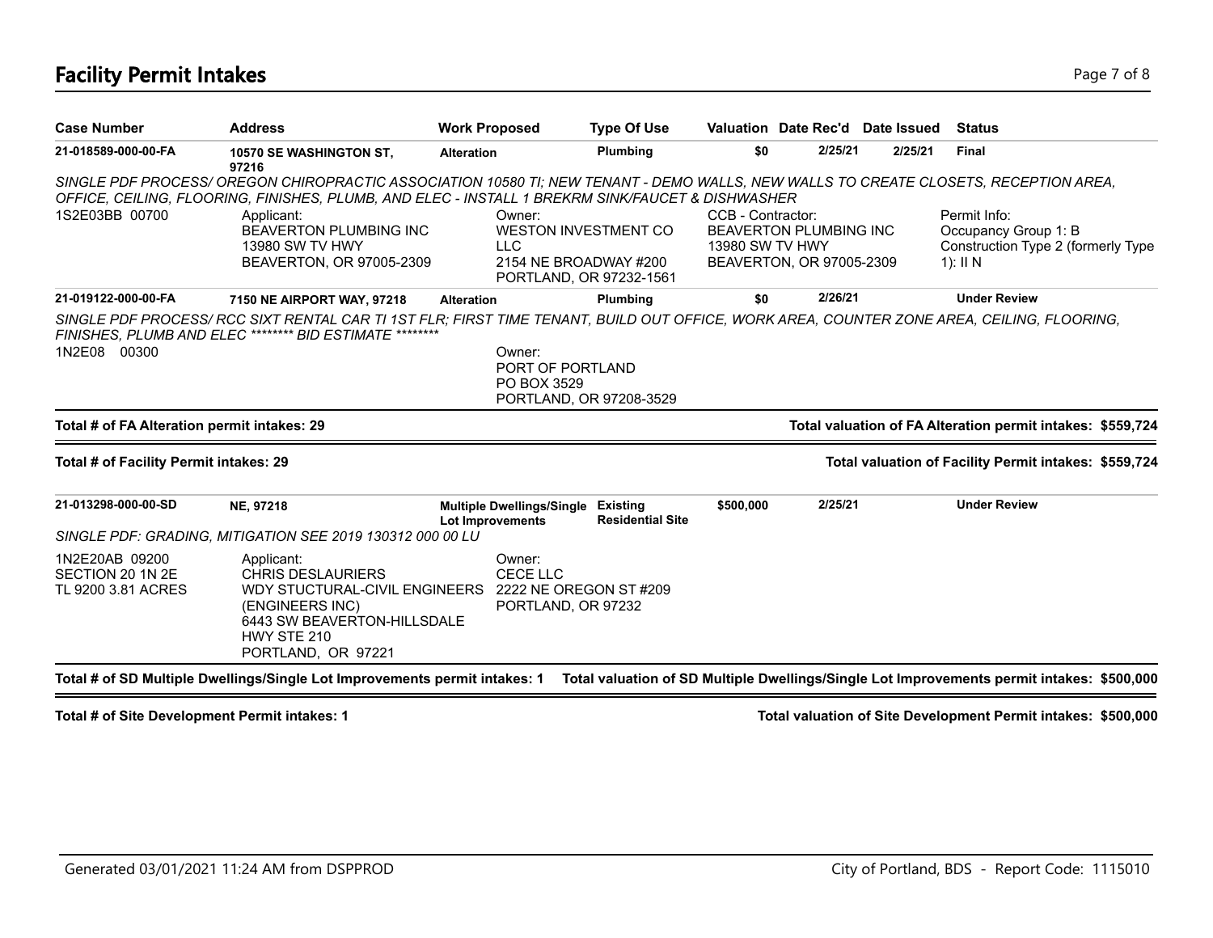## Facility Permit Intakes

| Case Number | Address | Work Proposed | Type Of Use | Valuation | Date Rec'd | Date Issued | Status |
|---|---|---|---|---|---|---|---|
| 21-018589-000-00-FA | 10570 SE WASHINGTON ST, 97216 | Alteration | Plumbing | $0 | 2/25/21 | 2/25/21 | Final |

*SINGLE PDF PROCESS/ OREGON CHIROPRACTIC ASSOCIATION 10580 TI; NEW TENANT - DEMO WALLS, NEW WALLS TO CREATE CLOSETS, RECEPTION AREA, OFFICE, CEILING, FLOORING, FINISHES, PLUMB, AND ELEC - INSTALL 1 BREKRM SINK/FAUCET & DISHWASHER*

1S2E03BB 00700

Applicant:
BEAVERTON PLUMBING INC
13980 SW TV HWY
BEAVERTON, OR 97005-2309

Owner:
WESTON INVESTMENT CO LLC
2154 NE BROADWAY #200
PORTLAND, OR 97232-1561

CCB - Contractor:
BEAVERTON PLUMBING INC
13980 SW TV HWY
BEAVERTON, OR 97005-2309

Permit Info:
Occupancy Group 1: B
Construction Type 2 (formerly Type 1): II N

| Case Number | Address | Work Proposed | Type Of Use | Valuation | Date Rec'd | Date Issued | Status |
|---|---|---|---|---|---|---|---|
| 21-019122-000-00-FA | 7150 NE AIRPORT WAY, 97218 | Alteration | Plumbing | $0 | 2/26/21 | | Under Review |

*SINGLE PDF PROCESS/ RCC SIXT RENTAL CAR TI 1ST FLR; FIRST TIME TENANT, BUILD OUT OFFICE, WORK AREA, COUNTER ZONE AREA, CEILING, FLOORING, FINISHES, PLUMB AND ELEC ******** BID ESTIMATE ********

1N2E08 00300

Owner:
PORT OF PORTLAND
PO BOX 3529
PORTLAND, OR 97208-3529

**Total # of FA Alteration permit intakes: 29** — **Total valuation of FA Alteration permit intakes: $559,724**

**Total # of Facility Permit intakes: 29** — **Total valuation of Facility Permit intakes: $559,724**

| Case Number | Address | Work Proposed | Type Of Use | Valuation | Date Rec'd | Date Issued | Status |
|---|---|---|---|---|---|---|---|
| 21-013298-000-00-SD | NE, 97218 | Multiple Dwellings/Single Lot Improvements | Existing Residential Site | $500,000 | 2/25/21 | | Under Review |

*SINGLE PDF: GRADING, MITIGATION SEE 2019 130312 000 00 LU*

1N2E20AB 09200
SECTION 20 1N 2E
TL 9200 3.81 ACRES

Applicant:
CHRIS DESLAURIERS
WDY STUCTURAL-CIVIL ENGINEERS (ENGINEERS INC)
6443 SW BEAVERTON-HILLSDALE HWY STE 210
PORTLAND, OR 97221

Owner:
CECE LLC
2222 NE OREGON ST #209
PORTLAND, OR 97232

**Total # of SD Multiple Dwellings/Single Lot Improvements permit intakes: 1** — **Total valuation of SD Multiple Dwellings/Single Lot Improvements permit intakes: $500,000**

**Total # of Site Development Permit intakes: 1** — **Total valuation of Site Development Permit intakes: $500,000**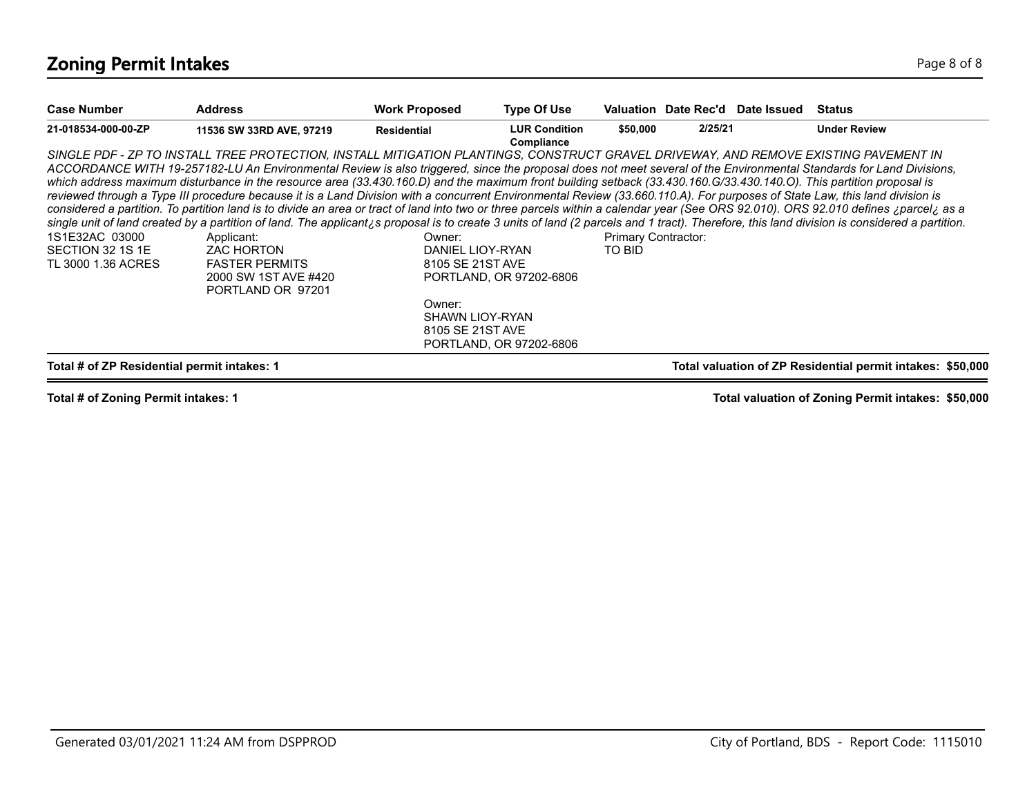# Zoning Permit Intakes

| Case Number | Address | Work Proposed | Type Of Use | Valuation | Date Rec'd | Date Issued | Status |
|---|---|---|---|---|---|---|---|
| 21-018534-000-00-ZP | 11536 SW 33RD AVE, 97219 | Residential | LUR Condition Compliance | $50,000 | 2/25/21 | | Under Review |

*SINGLE PDF - ZP TO INSTALL TREE PROTECTION, INSTALL MITIGATION PLANTINGS, CONSTRUCT GRAVEL DRIVEWAY, AND REMOVE EXISTING PAVEMENT IN ACCORDANCE WITH 19-257182-LU An Environmental Review is also triggered, since the proposal does not meet several of the Environmental Standards for Land Divisions, which address maximum disturbance in the resource area (33.430.160.D) and the maximum front building setback (33.430.160.G/33.430.140.O). This partition proposal is reviewed through a Type III procedure because it is a Land Division with a concurrent Environmental Review (33.660.110.A). For purposes of State Law, this land division is considered a partition. To partition land is to divide an area or tract of land into two or three parcels within a calendar year (See ORS 92.010). ORS 92.010 defines ¿parcel¿ as a single unit of land created by a partition of land. The applicant¿s proposal is to create 3 units of land (2 parcels and 1 tract). Therefore, this land division is considered a partition.*

1S1E32AC 03000
SECTION 32 1S 1E
TL 3000 1.36 ACRES

Applicant:
ZAC HORTON
FASTER PERMITS
2000 SW 1ST AVE #420
PORTLAND OR 97201

Owner:
DANIEL LIOY-RYAN
8105 SE 21ST AVE
PORTLAND, OR 97202-6806

Owner:
SHAWN LIOY-RYAN
8105 SE 21ST AVE
PORTLAND, OR 97202-6806

Primary Contractor:
TO BID

**Total # of ZP Residential permit intakes: 1** | **Total valuation of ZP Residential permit intakes: $50,000**

**Total # of Zoning Permit intakes: 1** | **Total valuation of Zoning Permit intakes: $50,000**

Generated 03/01/2021 11:24 AM from DSPPROD | City of Portland, BDS - Report Code: 1115010